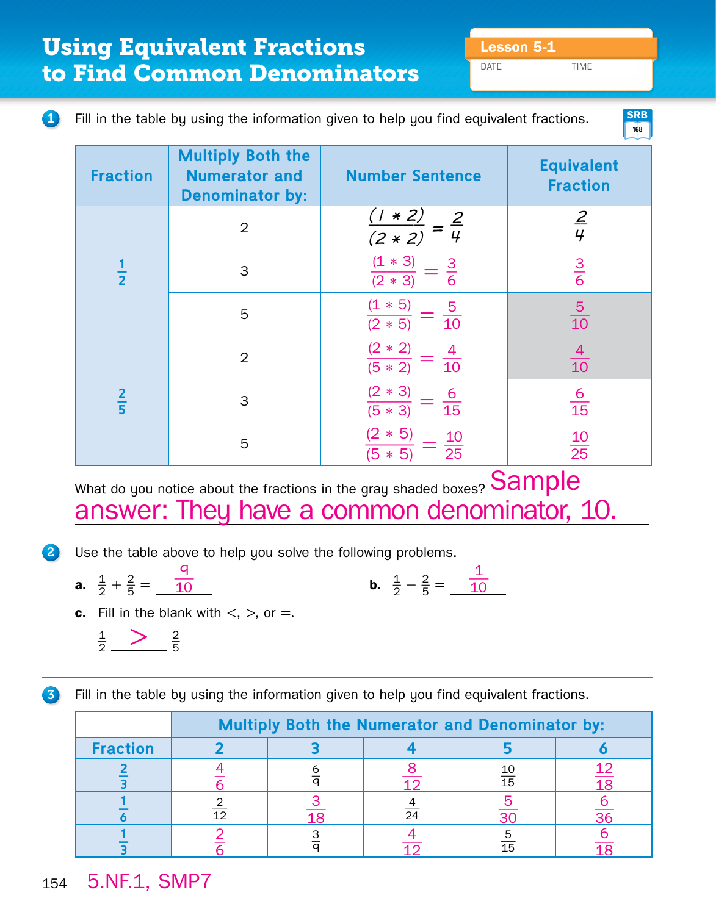# Using Equivalent Fractions to Find Common Denominators

Lesson 5-1

DATE TIME

**1** Fill in the table by using the information given to help you find equivalent fractions.

SRB 168

| Fraction | Multiply Both the Numerator and Denominator by: | Number Sentence | Equivalent Fraction |
|---|---|---|---|
| $\frac{1}{2}$ | 2 | $\frac{(1 * 2)}{(2 * 2)} = \frac{2}{4}$ | $\frac{2}{4}$ |
| | 3 | $\frac{(1 * 3)}{(2 * 3)} = \frac{3}{6}$ | $\frac{3}{6}$ |
| | 5 | $\frac{(1 * 5)}{(2 * 5)} = \frac{5}{10}$ | $\frac{5}{10}$ |
| $\frac{2}{5}$ | 2 | $\frac{(2 * 2)}{(5 * 2)} = \frac{4}{10}$ | $\frac{4}{10}$ |
| | 3 | $\frac{(2 * 3)}{(5 * 3)} = \frac{6}{15}$ | $\frac{6}{15}$ |
| | 5 | $\frac{(2 * 5)}{(5 * 5)} = \frac{10}{25}$ | $\frac{10}{25}$ |

What do you notice about the fractions in the gray shaded boxes? Sample answer: They have a common denominator, 10.

**2** Use the table above to help you solve the following problems.

**a.** $\frac{1}{2} + \frac{2}{5} = \frac{9}{10}$

**b.** $\frac{1}{2} - \frac{2}{5} = \frac{1}{10}$

**c.** Fill in the blank with <, >, or =.

$\frac{1}{2}$ > $\frac{2}{5}$

**3** Fill in the table by using the information given to help you find equivalent fractions.

| | Multiply Both the Numerator and Denominator by: | | | | |
|---|---|---|---|---|---|
| **Fraction** | **2** | **3** | **4** | **5** | **6** |
| $\frac{2}{3}$ | $\frac{4}{6}$ | $\frac{6}{9}$ | $\frac{8}{12}$ | $\frac{10}{15}$ | $\frac{12}{18}$ |
| $\frac{1}{6}$ | $\frac{2}{12}$ | $\frac{3}{18}$ | $\frac{4}{24}$ | $\frac{5}{30}$ | $\frac{6}{36}$ |
| $\frac{1}{3}$ | $\frac{2}{6}$ | $\frac{3}{9}$ | $\frac{4}{12}$ | $\frac{5}{15}$ | $\frac{6}{18}$ |

5.NF.1, SMP7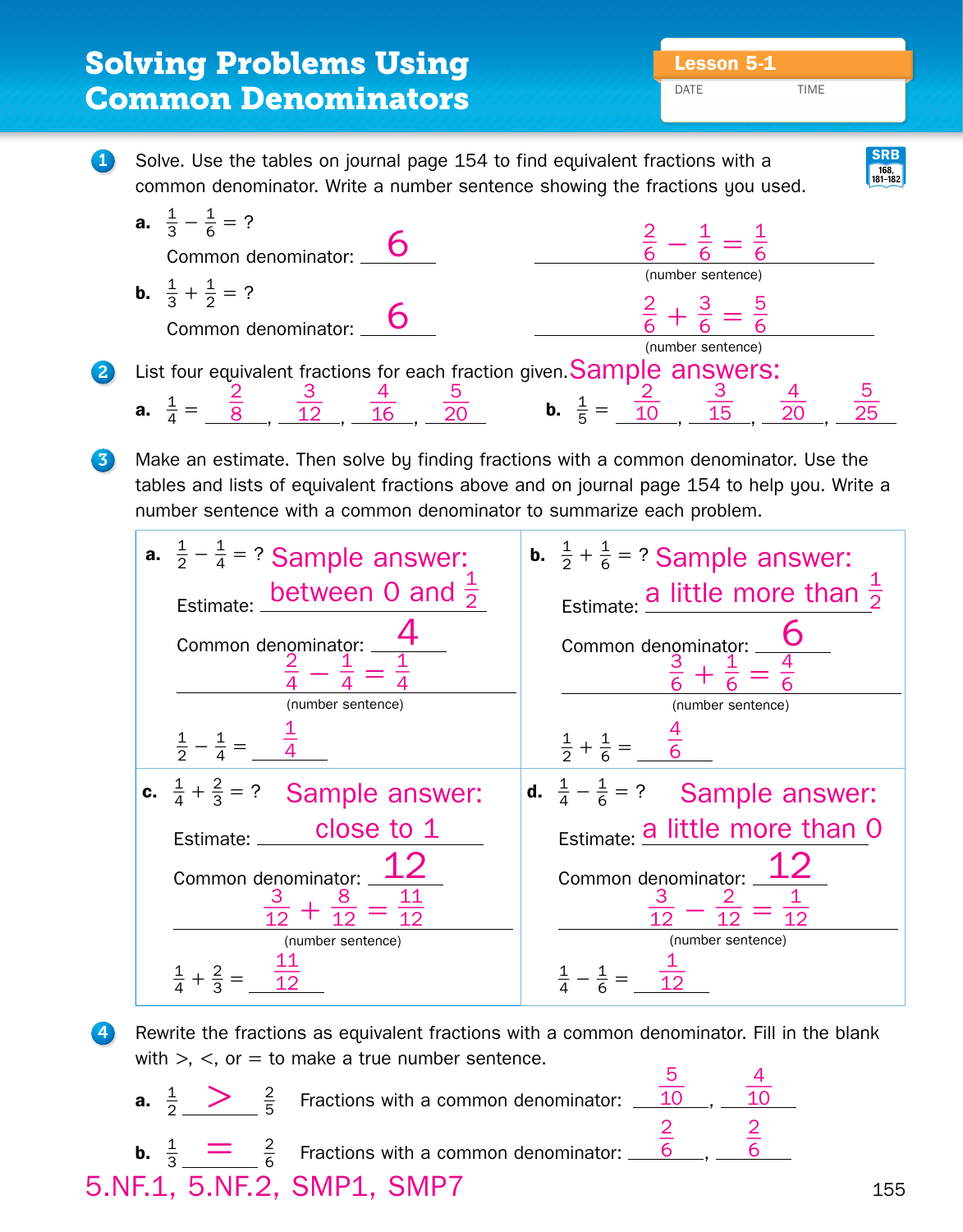# Solving Problems Using Common Denominators

**Lesson 5-1**

DATE TIME

SRB 168, 181–182

**1** Solve. Use the tables on journal page 154 to find equivalent fractions with a common denominator. Write a number sentence showing the fractions you used.

**a.** $\frac{1}{3} - \frac{1}{6} = ?$

Common denominator: 6

$\frac{2}{6} - \frac{1}{6} = \frac{1}{6}$
(number sentence)

**b.** $\frac{1}{3} + \frac{1}{2} = ?$

Common denominator: 6

$\frac{2}{6} + \frac{3}{6} = \frac{5}{6}$
(number sentence)

**2** List four equivalent fractions for each fraction given. Sample answers:

**a.** $\frac{1}{4} = \frac{2}{8}, \frac{3}{12}, \frac{4}{16}, \frac{5}{20}$

**b.** $\frac{1}{5} = \frac{2}{10}, \frac{3}{15}, \frac{4}{20}, \frac{5}{25}$

**3** Make an estimate. Then solve by finding fractions with a common denominator. Use the tables and lists of equivalent fractions above and on journal page 154 to help you. Write a number sentence with a common denominator to summarize each problem.

**a.** $\frac{1}{2} - \frac{1}{4} = ?$ Sample answer:

Estimate: between 0 and $\frac{1}{2}$

Common denominator: 4

$\frac{2}{4} - \frac{1}{4} = \frac{1}{4}$
(number sentence)

$\frac{1}{2} - \frac{1}{4} = \frac{1}{4}$

**b.** $\frac{1}{2} + \frac{1}{6} = ?$ Sample answer:

Estimate: a little more than $\frac{1}{2}$

Common denominator: 6

$\frac{3}{6} + \frac{1}{6} = \frac{4}{6}$
(number sentence)

$\frac{1}{2} + \frac{1}{6} = \frac{4}{6}$

**c.** $\frac{1}{4} + \frac{2}{3} = ?$ Sample answer:

Estimate: close to 1

Common denominator: 12

$\frac{3}{12} + \frac{8}{12} = \frac{11}{12}$
(number sentence)

$\frac{1}{4} + \frac{2}{3} = \frac{11}{12}$

**d.** $\frac{1}{4} - \frac{1}{6} = ?$ Sample answer:

Estimate: a little more than 0

Common denominator: 12

$\frac{3}{12} - \frac{2}{12} = \frac{1}{12}$
(number sentence)

$\frac{1}{4} - \frac{1}{6} = \frac{1}{12}$

**4** Rewrite the fractions as equivalent fractions with a common denominator. Fill in the blank with >, <, or = to make a true number sentence.

**a.** $\frac{1}{2} > \frac{2}{5}$ Fractions with a common denominator: $\frac{5}{10}$, $\frac{4}{10}$

**b.** $\frac{1}{3} = \frac{2}{6}$ Fractions with a common denominator: $\frac{2}{6}$, $\frac{2}{6}$

5.NF.1, 5.NF.2, SMP1, SMP7